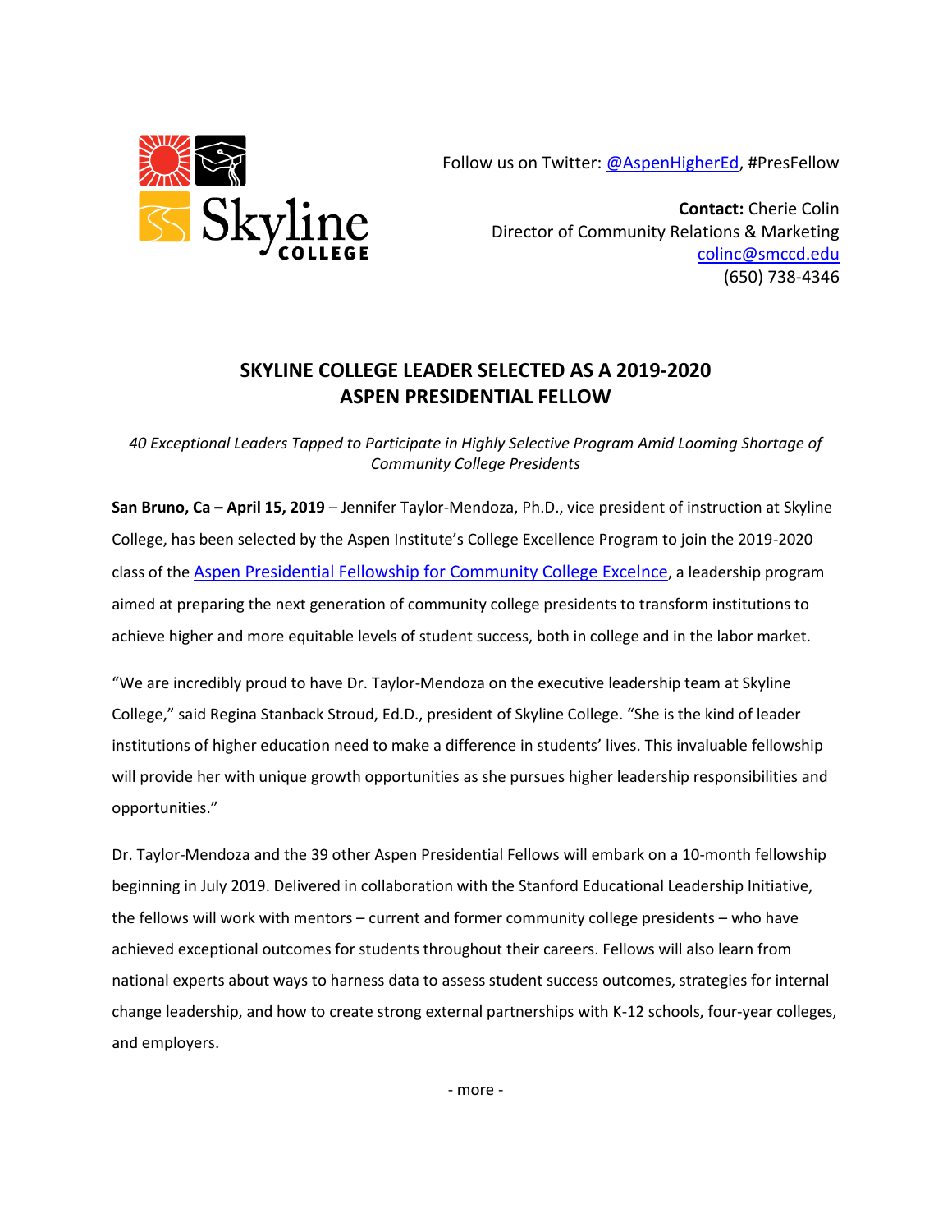Follow us on Twitter: @AspenHigherEd, #PresFellow

**Contact:** Cherie Colin
Director of Community Relations & Marketing
colinc@smccd.edu
(650) 738-4346

# SKYLINE COLLEGE LEADER SELECTED AS A 2019-2020 ASPEN PRESIDENTIAL FELLOW

*40 Exceptional Leaders Tapped to Participate in Highly Selective Program Amid Looming Shortage of Community College Presidents*

**San Bruno, Ca – April 15, 2019** – Jennifer Taylor-Mendoza, Ph.D., vice president of instruction at Skyline College, has been selected by the Aspen Institute's College Excellence Program to join the 2019-2020 class of the Aspen Presidential Fellowship for Community College Excelnce, a leadership program aimed at preparing the next generation of community college presidents to transform institutions to achieve higher and more equitable levels of student success, both in college and in the labor market.

"We are incredibly proud to have Dr. Taylor-Mendoza on the executive leadership team at Skyline College," said Regina Stanback Stroud, Ed.D., president of Skyline College. "She is the kind of leader institutions of higher education need to make a difference in students' lives. This invaluable fellowship will provide her with unique growth opportunities as she pursues higher leadership responsibilities and opportunities."

Dr. Taylor-Mendoza and the 39 other Aspen Presidential Fellows will embark on a 10-month fellowship beginning in July 2019. Delivered in collaboration with the Stanford Educational Leadership Initiative, the fellows will work with mentors – current and former community college presidents – who have achieved exceptional outcomes for students throughout their careers. Fellows will also learn from national experts about ways to harness data to assess student success outcomes, strategies for internal change leadership, and how to create strong external partnerships with K-12 schools, four-year colleges, and employers.

- more -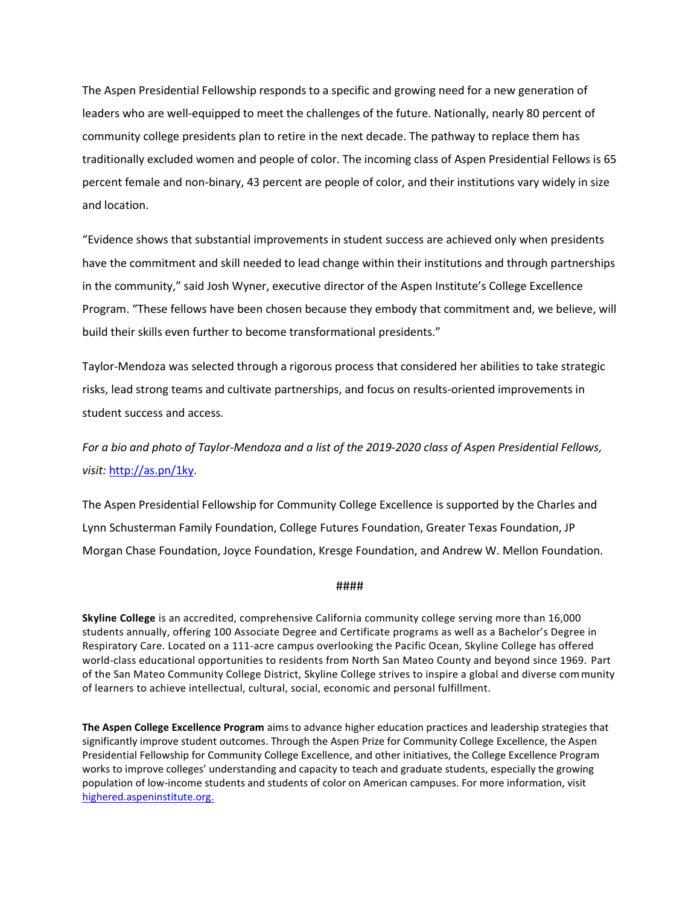The Aspen Presidential Fellowship responds to a specific and growing need for a new generation of leaders who are well-equipped to meet the challenges of the future. Nationally, nearly 80 percent of community college presidents plan to retire in the next decade. The pathway to replace them has traditionally excluded women and people of color. The incoming class of Aspen Presidential Fellows is 65 percent female and non-binary, 43 percent are people of color, and their institutions vary widely in size and location.

"Evidence shows that substantial improvements in student success are achieved only when presidents have the commitment and skill needed to lead change within their institutions and through partnerships in the community," said Josh Wyner, executive director of the Aspen Institute's College Excellence Program. "These fellows have been chosen because they embody that commitment and, we believe, will build their skills even further to become transformational presidents."

Taylor-Mendoza was selected through a rigorous process that considered her abilities to take strategic risks, lead strong teams and cultivate partnerships, and focus on results-oriented improvements in student success and access.

*For a bio and photo of Taylor-Mendoza and a list of the 2019-2020 class of Aspen Presidential Fellows, visit:* [http://as.pn/1ky](http://as.pn/1ky).

The Aspen Presidential Fellowship for Community College Excellence is supported by the Charles and Lynn Schusterman Family Foundation, College Futures Foundation, Greater Texas Foundation, JP Morgan Chase Foundation, Joyce Foundation, Kresge Foundation, and Andrew W. Mellon Foundation.

####

**Skyline College** is an accredited, comprehensive California community college serving more than 16,000 students annually, offering 100 Associate Degree and Certificate programs as well as a Bachelor's Degree in Respiratory Care. Located on a 111-acre campus overlooking the Pacific Ocean, Skyline College has offered world-class educational opportunities to residents from North San Mateo County and beyond since 1969. Part of the San Mateo Community College District, Skyline College strives to inspire a global and diverse community of learners to achieve intellectual, cultural, social, economic and personal fulfillment.

**The Aspen College Excellence Program** aims to advance higher education practices and leadership strategies that significantly improve student outcomes. Through the Aspen Prize for Community College Excellence, the Aspen Presidential Fellowship for Community College Excellence, and other initiatives, the College Excellence Program works to improve colleges' understanding and capacity to teach and graduate students, especially the growing population of low-income students and students of color on American campuses. For more information, visit [highered.aspeninstitute.org.](highered.aspeninstitute.org)